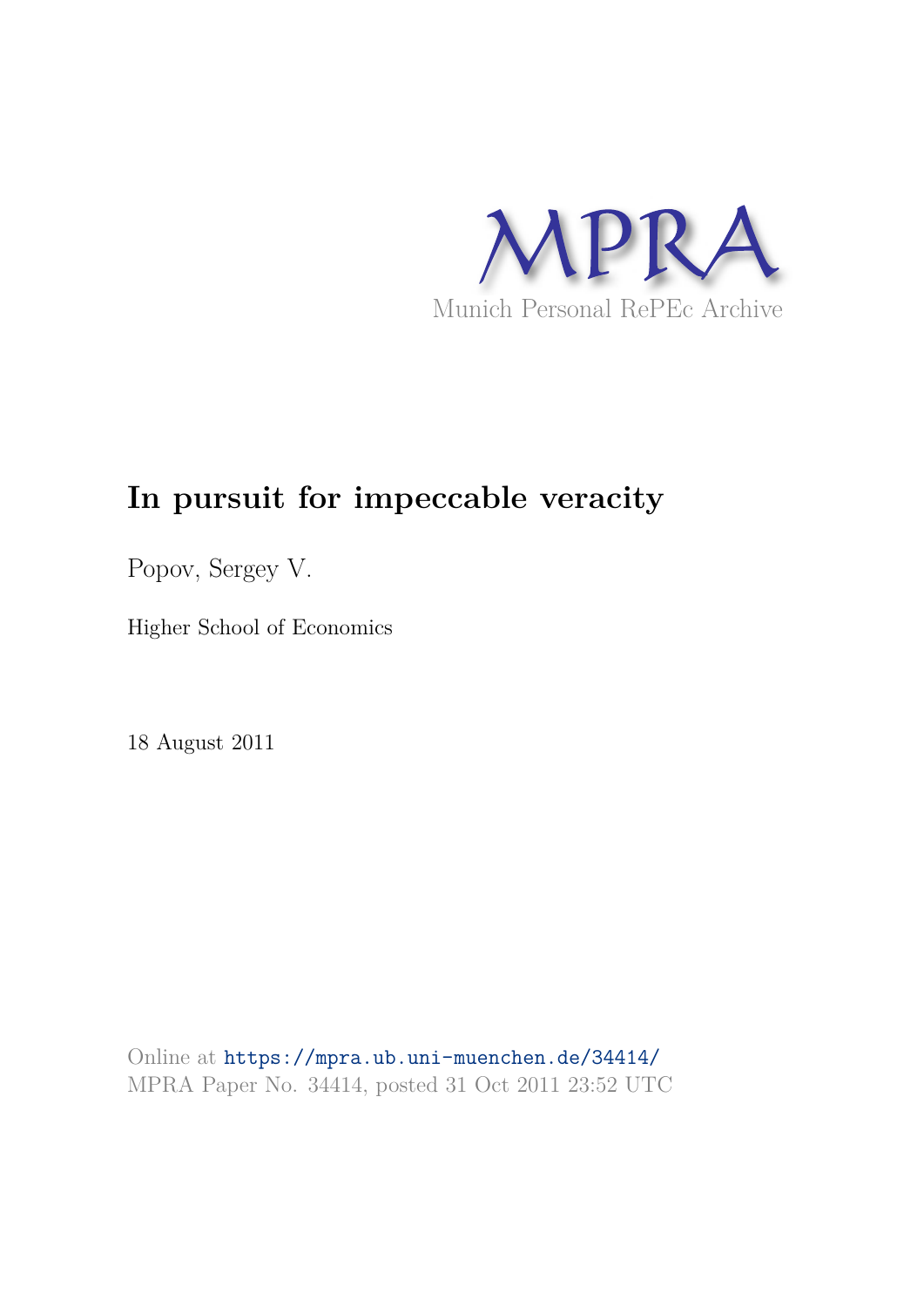MPRA

Munich Personal RePEc Archive

# In pursuit for impeccable veracity

Popov, Sergey V.

Higher School of Economics

18 August 2011

Online at https://mpra.ub.uni-muenchen.de/34414/
MPRA Paper No. 34414, posted 31 Oct 2011 23:52 UTC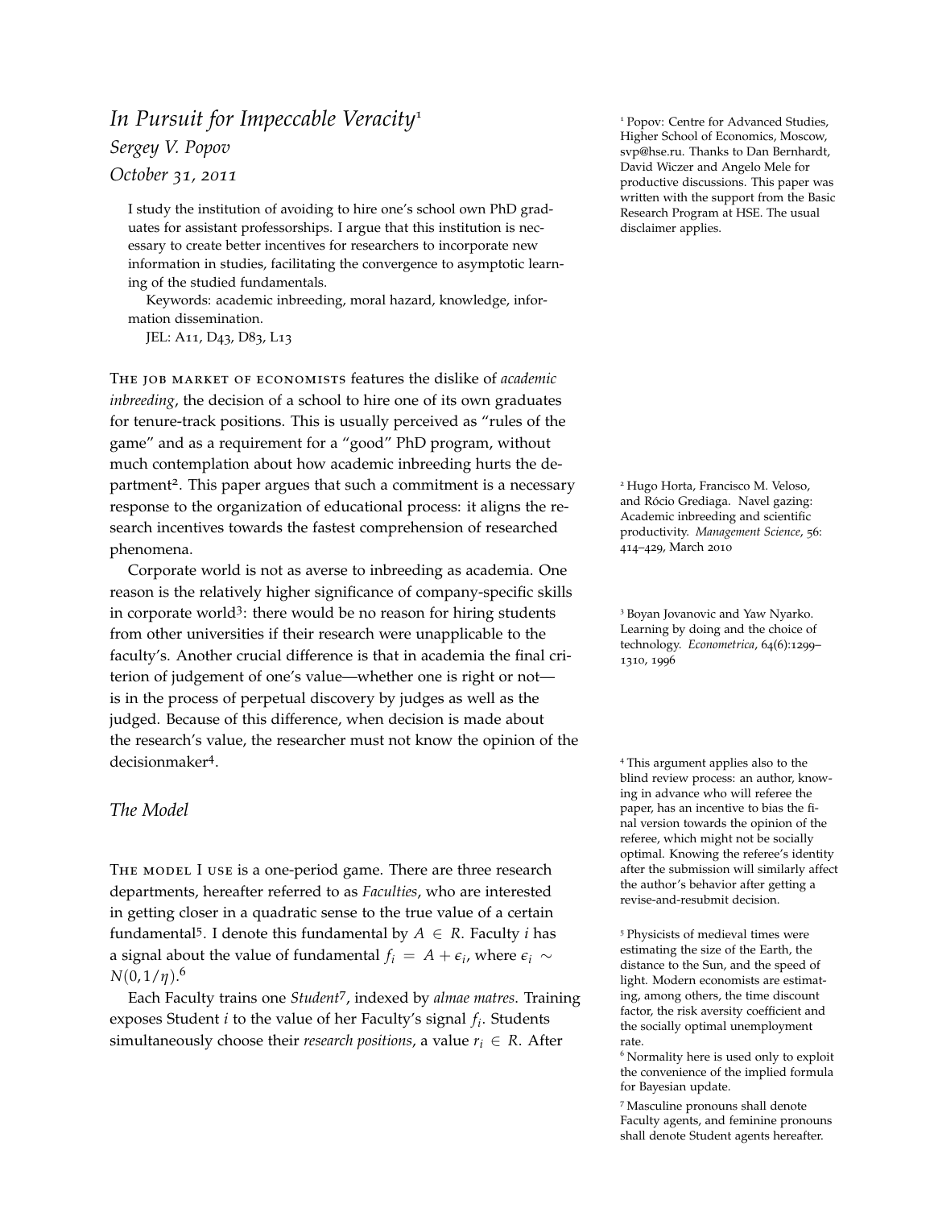# *In Pursuit for Impeccable Veracity*[1]

*Sergey V. Popov*

*October 31, 2011*

I study the institution of avoiding to hire one's school own PhD graduates for assistant professorships. I argue that this institution is necessary to create better incentives for researchers to incorporate new information in studies, facilitating the convergence to asymptotic learning of the studied fundamentals.

Keywords: academic inbreeding, moral hazard, knowledge, information dissemination.

JEL: A11, D43, D83, L13

The job market of economists features the dislike of *academic inbreeding*, the decision of a school to hire one of its own graduates for tenure-track positions. This is usually perceived as "rules of the game" and as a requirement for a "good" PhD program, without much contemplation about how academic inbreeding hurts the department[2]. This paper argues that such a commitment is a necessary response to the organization of educational process: it aligns the research incentives towards the fastest comprehension of researched phenomena.

Corporate world is not as averse to inbreeding as academia. One reason is the relatively higher significance of company-specific skills in corporate world[3]: there would be no reason for hiring students from other universities if their research were unapplicable to the faculty's. Another crucial difference is that in academia the final criterion of judgement of one's value—whether one is right or not—is in the process of perpetual discovery by judges as well as the judged. Because of this difference, when decision is made about the research's value, the researcher must not know the opinion of the decisionmaker[4].

## *The Model*

The model I use is a one-period game. There are three research departments, hereafter referred to as *Faculties*, who are interested in getting closer in a quadratic sense to the true value of a certain fundamental[5]. I denote this fundamental by $A \in R$. Faculty $i$ has a signal about the value of fundamental $f_i = A + \epsilon_i$, where $\epsilon_i \sim N(0, 1/\eta)$.[6]

Each Faculty trains one *Student*[7], indexed by *almae matres*. Training exposes Student $i$ to the value of her Faculty's signal $f_i$. Students simultaneously choose their *research positions*, a value $r_i \in R$. After

---

[1] Popov: Centre for Advanced Studies, Higher School of Economics, Moscow, svp@hse.ru. Thanks to Dan Bernhardt, David Wiczer and Angelo Mele for productive discussions. This paper was written with the support from the Basic Research Program at HSE. The usual disclaimer applies.

[2] Hugo Horta, Francisco M. Veloso, and Rócio Grediaga. Navel gazing: Academic inbreeding and scientific productivity. *Management Science*, 56: 414–429, March 2010

[3] Boyan Jovanovic and Yaw Nyarko. Learning by doing and the choice of technology. *Econometrica*, 64(6):1299–1310, 1996

[4] This argument applies also to the blind review process: an author, knowing in advance who will referee the paper, has an incentive to bias the final version towards the opinion of the referee, which might not be socially optimal. Knowing the referee's identity after the submission will similarly affect the author's behavior after getting a revise-and-resubmit decision.

[5] Physicists of medieval times were estimating the size of the Earth, the distance to the Sun, and the speed of light. Modern economists are estimating, among others, the time discount factor, the risk aversity coefficient and the socially optimal unemployment rate.

[6] Normality here is used only to exploit the convenience of the implied formula for Bayesian update.

[7] Masculine pronouns shall denote Faculty agents, and feminine pronouns shall denote Student agents hereafter.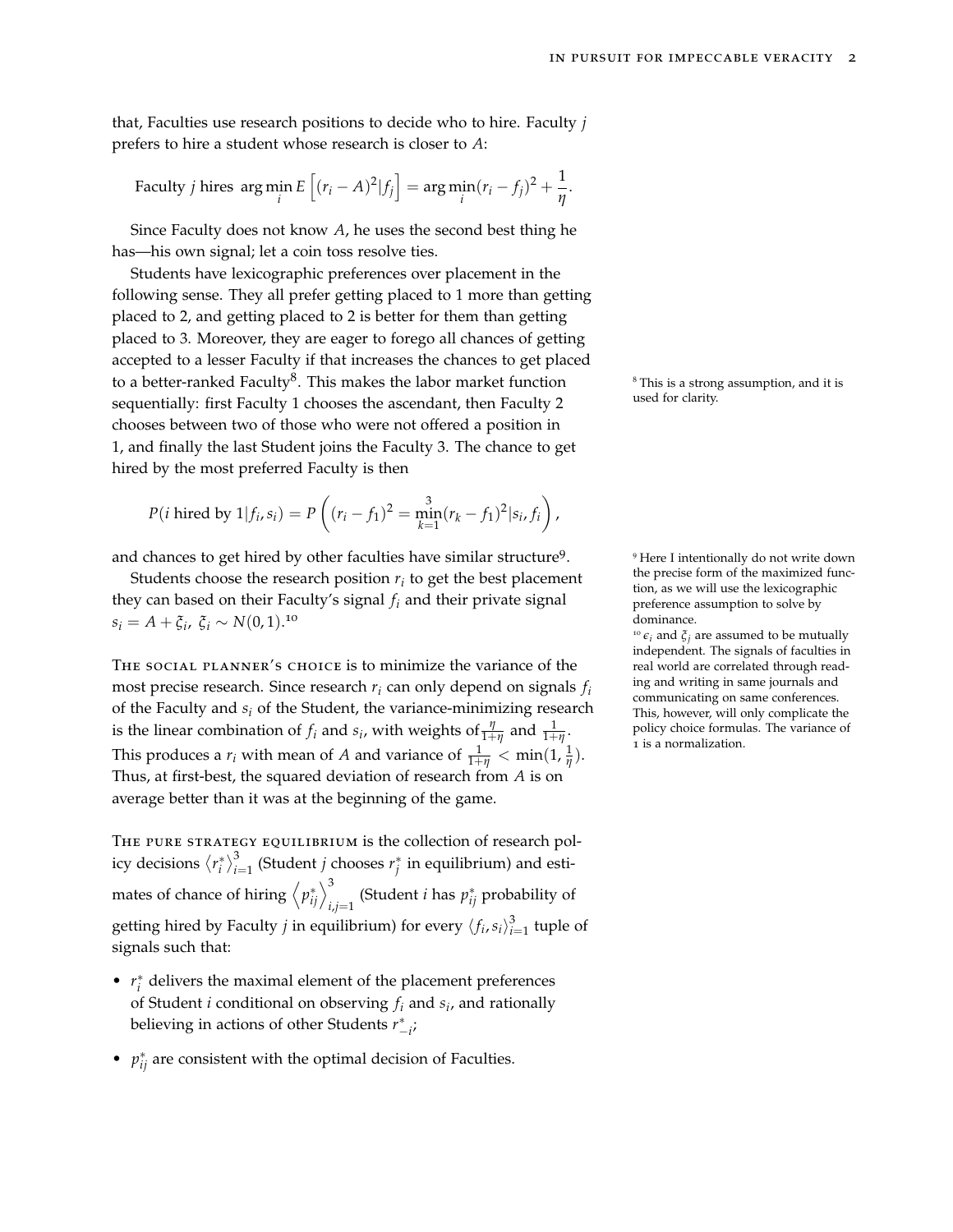that, Faculties use research positions to decide who to hire. Faculty $j$ prefers to hire a student whose research is closer to $A$:

$$\text{Faculty } j \text{ hires } \arg\min_i E\left[(r_i - A)^2 | f_j\right] = \arg\min_i (r_i - f_j)^2 + \frac{1}{\eta}.$$

Since Faculty does not know $A$, he uses the second best thing he has—his own signal; let a coin toss resolve ties.

Students have lexicographic preferences over placement in the following sense. They all prefer getting placed to 1 more than getting placed to 2, and getting placed to 2 is better for them than getting placed to 3. Moreover, they are eager to forego all chances of getting accepted to a lesser Faculty if that increases the chances to get placed to a better-ranked Faculty[8]. This makes the labor market function sequentially: first Faculty 1 chooses the ascendant, then Faculty 2 chooses between two of those who were not offered a position in 1, and finally the last Student joins the Faculty 3. The chance to get hired by the most preferred Faculty is then

$$P(i \text{ hired by } 1 | f_i, s_i) = P\left((r_i - f_1)^2 = \min_{k=1}^{3}(r_k - f_1)^2 | s_i, f_i\right),$$

and chances to get hired by other faculties have similar structure[9].

Students choose the research position $r_i$ to get the best placement they can based on their Faculty's signal $f_i$ and their private signal $s_i = A + \xi_i,\ \xi_i \sim N(0, 1)$.[10]

[8] This is a strong assumption, and it is used for clarity.

[9] Here I intentionally do not write down the precise form of the maximized function, as we will use the lexicographic preference assumption to solve by dominance.

[10] $\epsilon_i$ and $\xi_j$ are assumed to be mutually independent. The signals of faculties in real world are correlated through reading and writing in same journals and communicating on same conferences. This, however, will only complicate the policy choice formulas. The variance of 1 is a normalization.

The social planner's choice is to minimize the variance of the most precise research. Since research $r_i$ can only depend on signals $f_i$ of the Faculty and $s_i$ of the Student, the variance-minimizing research is the linear combination of $f_i$ and $s_i$, with weights of $\frac{\eta}{1+\eta}$ and $\frac{1}{1+\eta}$. This produces a $r_i$ with mean of $A$ and variance of $\frac{1}{1+\eta} < \min(1, \frac{1}{\eta})$. Thus, at first-best, the squared deviation of research from $A$ is on average better than it was at the beginning of the game.

The pure strategy equilibrium is the collection of research policy decisions $\langle r_i^* \rangle_{i=1}^3$ (Student $j$ chooses $r_j^*$ in equilibrium) and estimates of chance of hiring $\left\langle p_{ij}^* \right\rangle_{i,j=1}^3$ (Student $i$ has $p_{ij}^*$ probability of getting hired by Faculty $j$ in equilibrium) for every $\langle f_i, s_i \rangle_{i=1}^3$ tuple of signals such that:

- $r_i^*$ delivers the maximal element of the placement preferences of Student $i$ conditional on observing $f_i$ and $s_i$, and rationally believing in actions of other Students $r_{-i}^*$;
- $p_{ij}^*$ are consistent with the optimal decision of Faculties.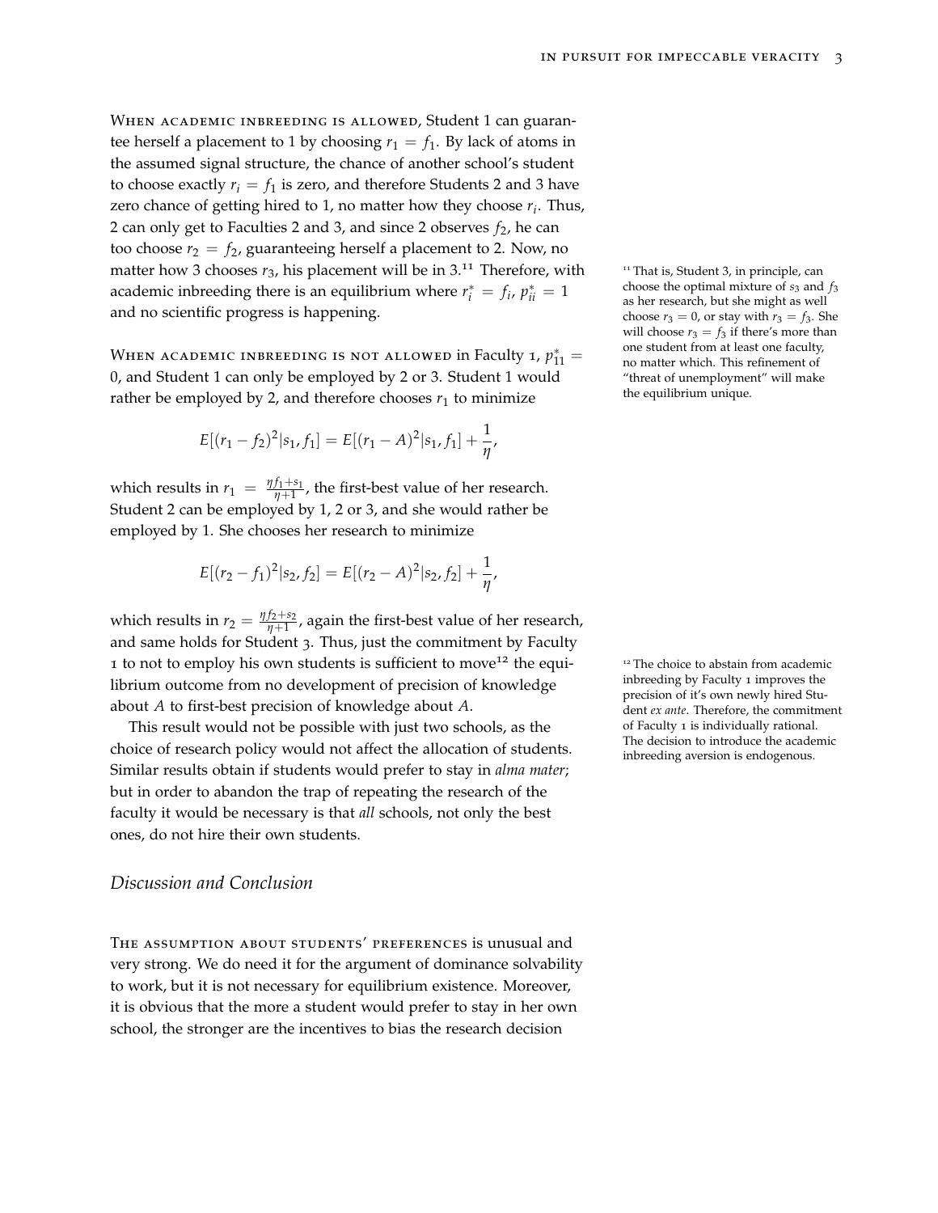When academic inbreeding is allowed, Student 1 can guarantee herself a placement to 1 by choosing $r_1 = f_1$. By lack of atoms in the assumed signal structure, the chance of another school's student to choose exactly $r_i = f_1$ is zero, and therefore Students 2 and 3 have zero chance of getting hired to 1, no matter how they choose $r_i$. Thus, 2 can only get to Faculties 2 and 3, and since 2 observes $f_2$, he can too choose $r_2 = f_2$, guaranteeing herself a placement to 2. Now, no matter how 3 chooses $r_3$, his placement will be in 3.[11] Therefore, with academic inbreeding there is an equilibrium where $r_i^* = f_i$, $p_{ii}^* = 1$ and no scientific progress is happening.

[11] That is, Student 3, in principle, can choose the optimal mixture of $s_3$ and $f_3$ as her research, but she might as well choose $r_3 = 0$, or stay with $r_3 = f_3$. She will choose $r_3 = f_3$ if there's more than one student from at least one faculty, no matter which. This refinement of "threat of unemployment" will make the equilibrium unique.

When academic inbreeding is not allowed in Faculty 1, $p_{11}^* = 0$, and Student 1 can only be employed by 2 or 3. Student 1 would rather be employed by 2, and therefore chooses $r_1$ to minimize

$$E[(r_1 - f_2)^2 | s_1, f_1] = E[(r_1 - A)^2 | s_1, f_1] + \frac{1}{\eta},$$

which results in $r_1 = \frac{\eta f_1 + s_1}{\eta + 1}$, the first-best value of her research. Student 2 can be employed by 1, 2 or 3, and she would rather be employed by 1. She chooses her research to minimize

$$E[(r_2 - f_1)^2 | s_2, f_2] = E[(r_2 - A)^2 | s_2, f_2] + \frac{1}{\eta},$$

which results in $r_2 = \frac{\eta f_2 + s_2}{\eta + 1}$, again the first-best value of her research, and same holds for Student 3. Thus, just the commitment by Faculty 1 to not to employ his own students is sufficient to move[12] the equilibrium outcome from no development of precision of knowledge about $A$ to first-best precision of knowledge about $A$.

[12] The choice to abstain from academic inbreeding by Faculty 1 improves the precision of it's own newly hired Student *ex ante*. Therefore, the commitment of Faculty 1 is individually rational. The decision to introduce the academic inbreeding aversion is endogenous.

This result would not be possible with just two schools, as the choice of research policy would not affect the allocation of students. Similar results obtain if students would prefer to stay in *alma mater*; but in order to abandon the trap of repeating the research of the faculty it would be necessary is that *all* schools, not only the best ones, do not hire their own students.

## *Discussion and Conclusion*

The assumption about students' preferences is unusual and very strong. We do need it for the argument of dominance solvability to work, but it is not necessary for equilibrium existence. Moreover, it is obvious that the more a student would prefer to stay in her own school, the stronger are the incentives to bias the research decision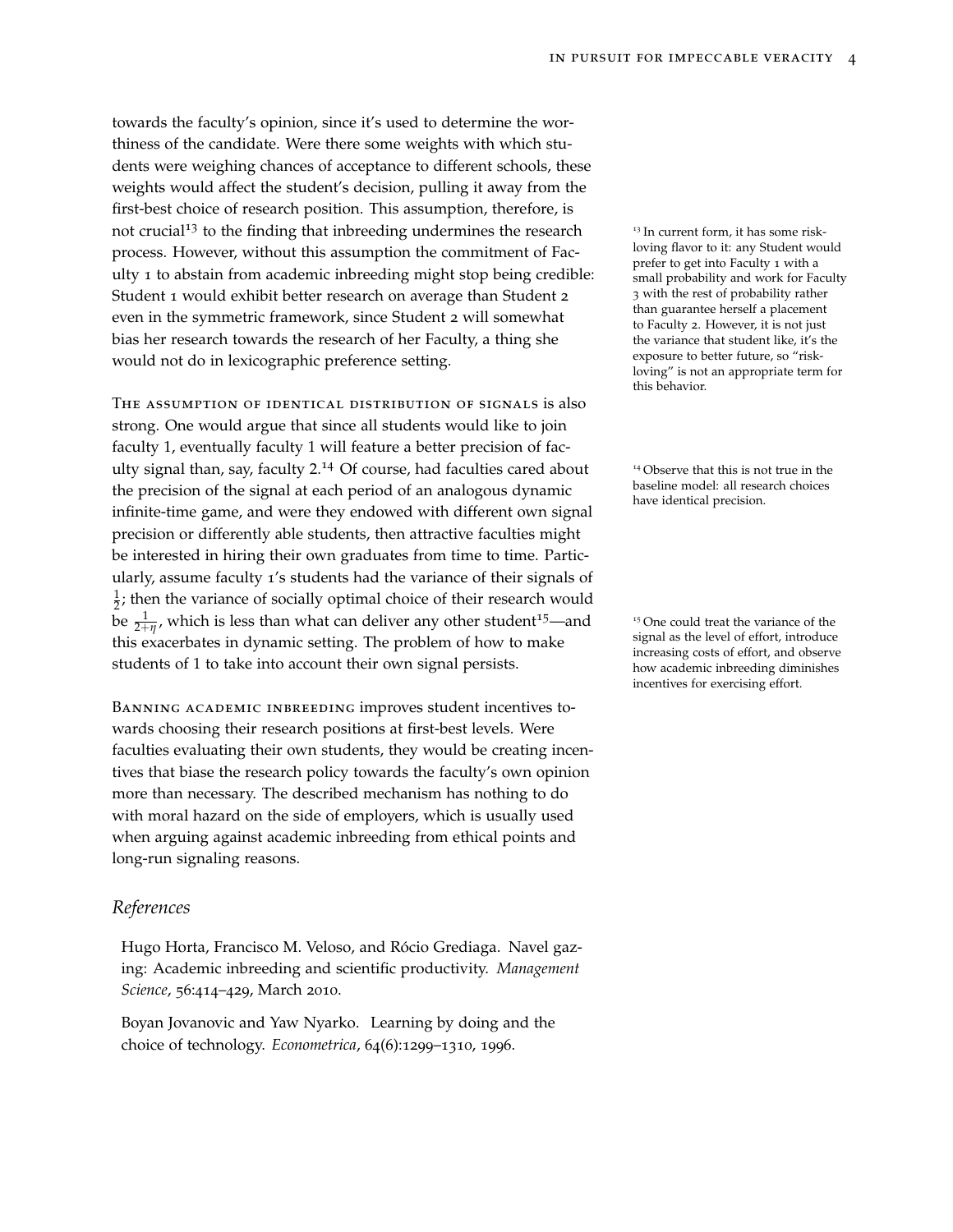towards the faculty's opinion, since it's used to determine the worthiness of the candidate. Were there some weights with which students were weighing chances of acceptance to different schools, these weights would affect the student's decision, pulling it away from the first-best choice of research position. This assumption, therefore, is not crucial[13] to the finding that inbreeding undermines the research process. However, without this assumption the commitment of Faculty 1 to abstain from academic inbreeding might stop being credible: Student 1 would exhibit better research on average than Student 2 even in the symmetric framework, since Student 2 will somewhat bias her research towards the research of her Faculty, a thing she would not do in lexicographic preference setting.

[13] In current form, it has some risk-loving flavor to it: any Student would prefer to get into Faculty 1 with a small probability and work for Faculty 3 with the rest of probability rather than guarantee herself a placement to Faculty 2. However, it is not just the variance that student like, it's the exposure to better future, so "risk-loving" is not an appropriate term for this behavior.

The assumption of identical distribution of signals is also strong. One would argue that since all students would like to join faculty 1, eventually faculty 1 will feature a better precision of faculty signal than, say, faculty 2.[14] Of course, had faculties cared about the precision of the signal at each period of an analogous dynamic infinite-time game, and were they endowed with different own signal precision or differently able students, then attractive faculties might be interested in hiring their own graduates from time to time. Particularly, assume faculty 1's students had the variance of their signals of $\frac{1}{2}$; then the variance of socially optimal choice of their research would be $\frac{1}{2+\eta}$, which is less than what can deliver any other student[15]—and this exacerbates in dynamic setting. The problem of how to make students of 1 to take into account their own signal persists.

[14] Observe that this is not true in the baseline model: all research choices have identical precision.

[15] One could treat the variance of the signal as the level of effort, introduce increasing costs of effort, and observe how academic inbreeding diminishes incentives for exercising effort.

Banning academic inbreeding improves student incentives towards choosing their research positions at first-best levels. Were faculties evaluating their own students, they would be creating incentives that biase the research policy towards the faculty's own opinion more than necessary. The described mechanism has nothing to do with moral hazard on the side of employers, which is usually used when arguing against academic inbreeding from ethical points and long-run signaling reasons.

## References

Hugo Horta, Francisco M. Veloso, and Rócio Grediaga. Navel gazing: Academic inbreeding and scientific productivity. *Management Science*, 56:414–429, March 2010.

Boyan Jovanovic and Yaw Nyarko. Learning by doing and the choice of technology. *Econometrica*, 64(6):1299–1310, 1996.